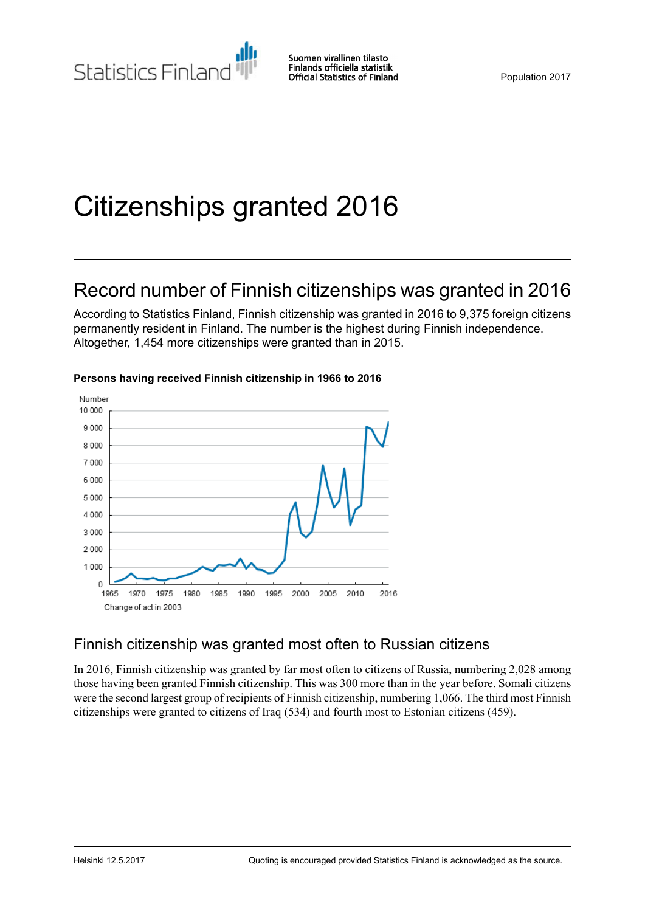# Citizenships granted 2016

## Record number of Finnish citizenships was granted in 2016

According to Statistics Finland, Finnish citizenship was granted in 2016 to 9,375 foreign citizens permanently resident in Finland. The number is the highest during Finnish independence. Altogether, 1,454 more citizenships were granted than in 2015.

**Persons having received Finnish citizenship in 1966 to 2016**

Change of act in 2003

## Finnish citizenship was granted most often to Russian citizens

In 2016, Finnish citizenship was granted by far most often to citizens of Russia, numbering 2,028 among those having been granted Finnish citizenship. This was 300 more than in the year before. Somali citizens were the second largest group of recipients of Finnish citizenship, numbering 1,066. The third most Finnish citizenships were granted to citizens of Iraq (534) and fourth most to Estonian citizens (459).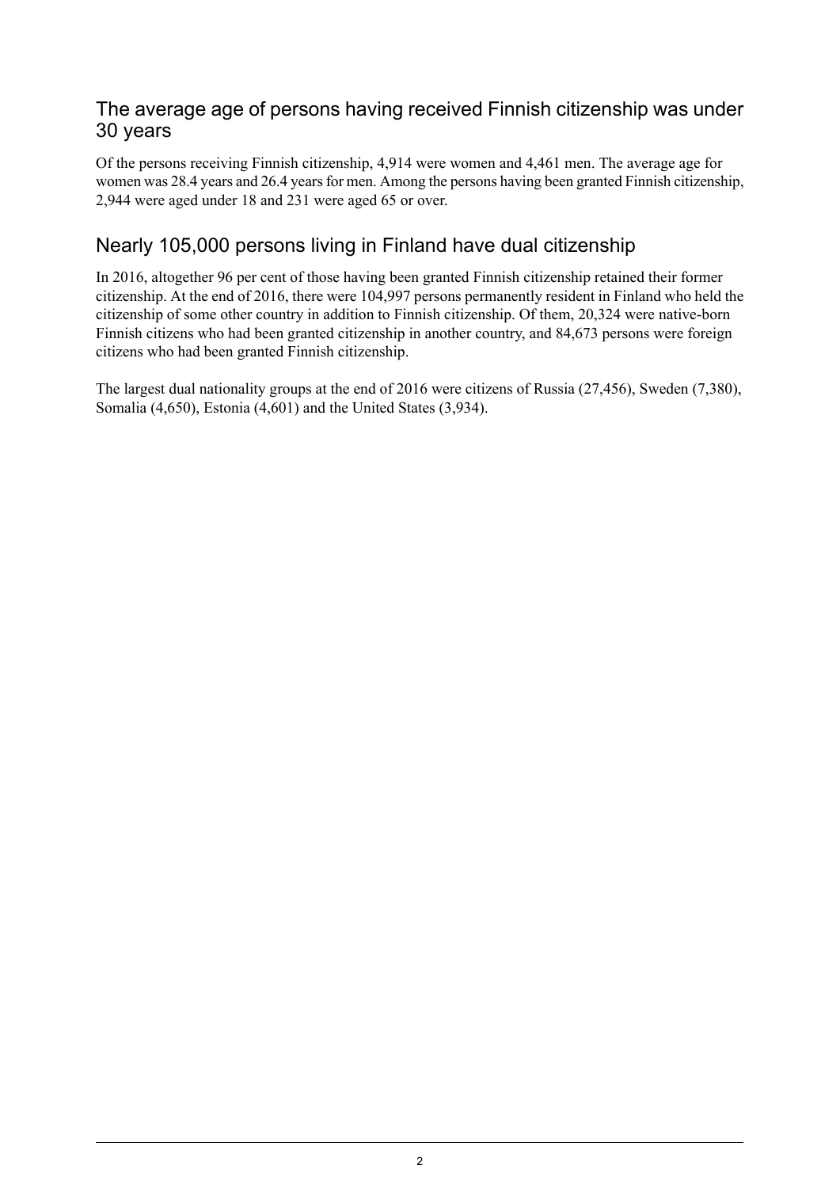## The average age of persons having received Finnish citizenship was under 30 years

Of the persons receiving Finnish citizenship, 4,914 were women and 4,461 men. The average age for women was 28.4 years and 26.4 years for men. Among the persons having been granted Finnish citizenship, 2,944 were aged under 18 and 231 were aged 65 or over.

## Nearly 105,000 persons living in Finland have dual citizenship

In 2016, altogether 96 per cent of those having been granted Finnish citizenship retained their former citizenship. At the end of 2016, there were 104,997 persons permanently resident in Finland who held the citizenship of some other country in addition to Finnish citizenship. Of them, 20,324 were native-born Finnish citizens who had been granted citizenship in another country, and 84,673 persons were foreign citizens who had been granted Finnish citizenship.

The largest dual nationality groups at the end of 2016 were citizens of Russia (27,456), Sweden (7,380), Somalia (4,650), Estonia (4,601) and the United States (3,934).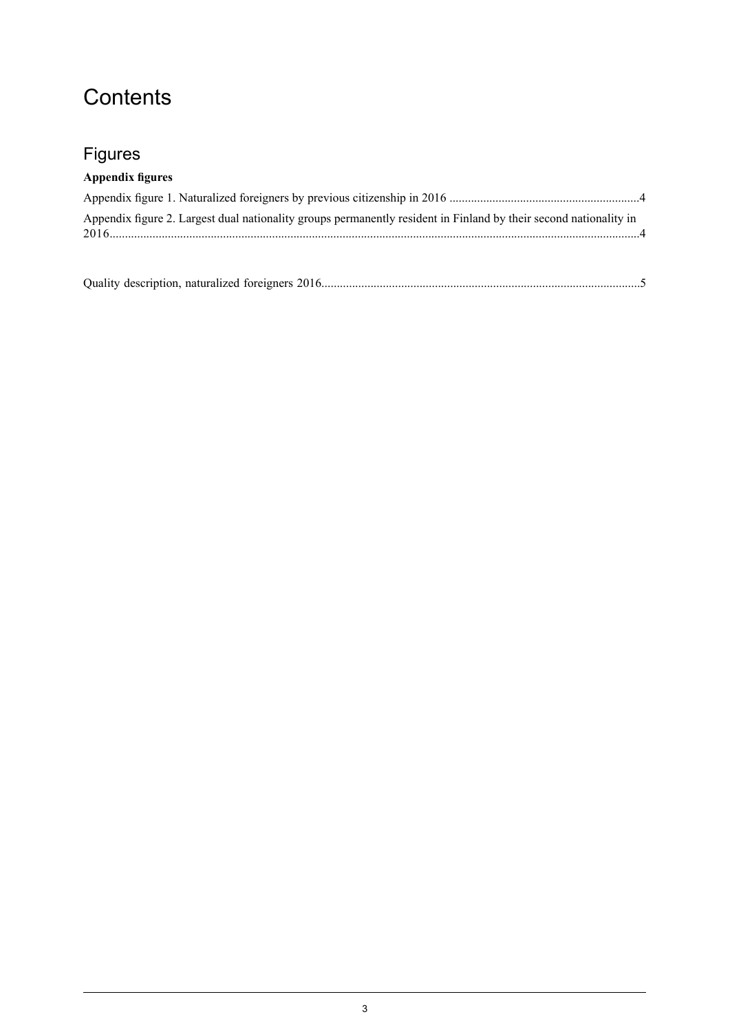# Contents

## Figures

**Appendix figures**

Appendix figure 1. Naturalized foreigners by previous citizenship in 2016 ..............................................................4

Appendix figure 2. Largest dual nationality groups permanently resident in Finland by their second nationality in 2016...........................................................................................................................................................................4

Quality description, naturalized foreigners 2016........................................................................................................5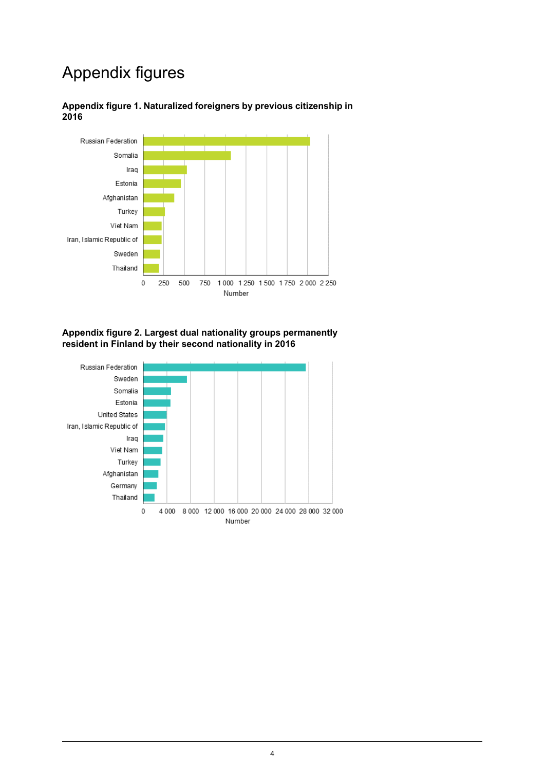# Appendix figures

**Appendix figure 1. Naturalized foreigners by previous citizenship in 2016**

**Appendix figure 2. Largest dual nationality groups permanently resident in Finland by their second nationality in 2016**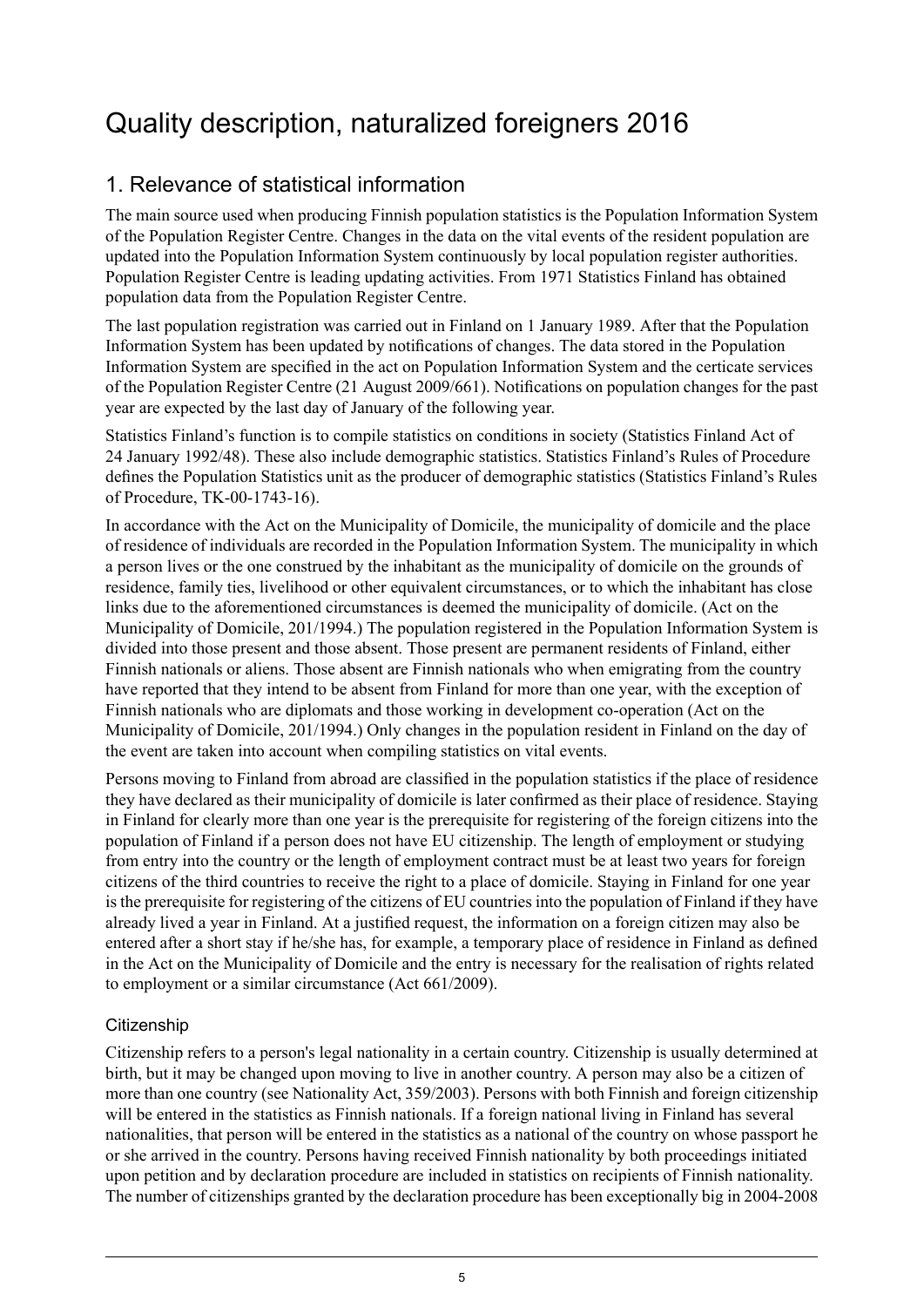# Quality description, naturalized foreigners 2016

## 1. Relevance of statistical information

The main source used when producing Finnish population statistics is the Population Information System of the Population Register Centre. Changes in the data on the vital events of the resident population are updated into the Population Information System continuously by local population register authorities. Population Register Centre is leading updating activities. From 1971 Statistics Finland has obtained population data from the Population Register Centre.

The last population registration was carried out in Finland on 1 January 1989. After that the Population Information System has been updated by notifications of changes. The data stored in the Population Information System are specified in the act on Population Information System and the certicate services of the Population Register Centre (21 August 2009/661). Notifications on population changes for the past year are expected by the last day of January of the following year.

Statistics Finland's function is to compile statistics on conditions in society (Statistics Finland Act of 24 January 1992/48). These also include demographic statistics. Statistics Finland's Rules of Procedure defines the Population Statistics unit as the producer of demographic statistics (Statistics Finland's Rules of Procedure, TK-00-1743-16).

In accordance with the Act on the Municipality of Domicile, the municipality of domicile and the place of residence of individuals are recorded in the Population Information System. The municipality in which a person lives or the one construed by the inhabitant as the municipality of domicile on the grounds of residence, family ties, livelihood or other equivalent circumstances, or to which the inhabitant has close links due to the aforementioned circumstances is deemed the municipality of domicile. (Act on the Municipality of Domicile, 201/1994.) The population registered in the Population Information System is divided into those present and those absent. Those present are permanent residents of Finland, either Finnish nationals or aliens. Those absent are Finnish nationals who when emigrating from the country have reported that they intend to be absent from Finland for more than one year, with the exception of Finnish nationals who are diplomats and those working in development co-operation (Act on the Municipality of Domicile, 201/1994.) Only changes in the population resident in Finland on the day of the event are taken into account when compiling statistics on vital events.

Persons moving to Finland from abroad are classified in the population statistics if the place of residence they have declared as their municipality of domicile is later confirmed as their place of residence. Staying in Finland for clearly more than one year is the prerequisite for registering of the foreign citizens into the population of Finland if a person does not have EU citizenship. The length of employment or studying from entry into the country or the length of employment contract must be at least two years for foreign citizens of the third countries to receive the right to a place of domicile. Staying in Finland for one year is the prerequisite for registering of the citizens of EU countries into the population of Finland if they have already lived a year in Finland. At a justified request, the information on a foreign citizen may also be entered after a short stay if he/she has, for example, a temporary place of residence in Finland as defined in the Act on the Municipality of Domicile and the entry is necessary for the realisation of rights related to employment or a similar circumstance (Act 661/2009).

### Citizenship

Citizenship refers to a person's legal nationality in a certain country. Citizenship is usually determined at birth, but it may be changed upon moving to live in another country. A person may also be a citizen of more than one country (see Nationality Act, 359/2003). Persons with both Finnish and foreign citizenship will be entered in the statistics as Finnish nationals. If a foreign national living in Finland has several nationalities, that person will be entered in the statistics as a national of the country on whose passport he or she arrived in the country. Persons having received Finnish nationality by both proceedings initiated upon petition and by declaration procedure are included in statistics on recipients of Finnish nationality. The number of citizenships granted by the declaration procedure has been exceptionally big in 2004-2008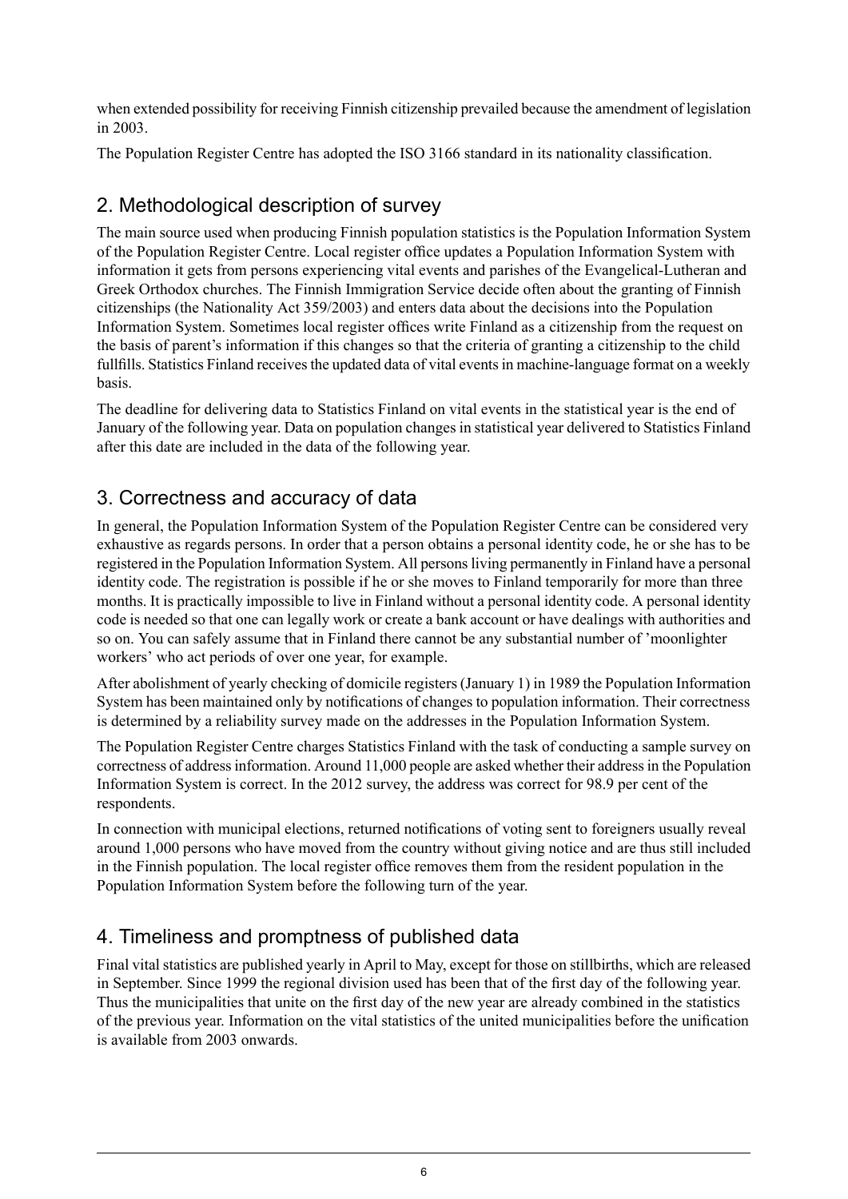when extended possibility for receiving Finnish citizenship prevailed because the amendment of legislation in 2003.

The Population Register Centre has adopted the ISO 3166 standard in its nationality classification.

## 2. Methodological description of survey

The main source used when producing Finnish population statistics is the Population Information System of the Population Register Centre. Local register office updates a Population Information System with information it gets from persons experiencing vital events and parishes of the Evangelical-Lutheran and Greek Orthodox churches. The Finnish Immigration Service decide often about the granting of Finnish citizenships (the Nationality Act 359/2003) and enters data about the decisions into the Population Information System. Sometimes local register offices write Finland as a citizenship from the request on the basis of parent's information if this changes so that the criteria of granting a citizenship to the child fullfills. Statistics Finland receives the updated data of vital events in machine-language format on a weekly basis.

The deadline for delivering data to Statistics Finland on vital events in the statistical year is the end of January of the following year. Data on population changes in statistical year delivered to Statistics Finland after this date are included in the data of the following year.

## 3. Correctness and accuracy of data

In general, the Population Information System of the Population Register Centre can be considered very exhaustive as regards persons. In order that a person obtains a personal identity code, he or she has to be registered in the Population Information System. All persons living permanently in Finland have a personal identity code. The registration is possible if he or she moves to Finland temporarily for more than three months. It is practically impossible to live in Finland without a personal identity code. A personal identity code is needed so that one can legally work or create a bank account or have dealings with authorities and so on. You can safely assume that in Finland there cannot be any substantial number of 'moonlighter workers' who act periods of over one year, for example.

After abolishment of yearly checking of domicile registers (January 1) in 1989 the Population Information System has been maintained only by notifications of changes to population information. Their correctness is determined by a reliability survey made on the addresses in the Population Information System.

The Population Register Centre charges Statistics Finland with the task of conducting a sample survey on correctness of address information. Around 11,000 people are asked whether their address in the Population Information System is correct. In the 2012 survey, the address was correct for 98.9 per cent of the respondents.

In connection with municipal elections, returned notifications of voting sent to foreigners usually reveal around 1,000 persons who have moved from the country without giving notice and are thus still included in the Finnish population. The local register office removes them from the resident population in the Population Information System before the following turn of the year.

## 4. Timeliness and promptness of published data

Final vital statistics are published yearly in April to May, except for those on stillbirths, which are released in September. Since 1999 the regional division used has been that of the first day of the following year. Thus the municipalities that unite on the first day of the new year are already combined in the statistics of the previous year. Information on the vital statistics of the united municipalities before the unification is available from 2003 onwards.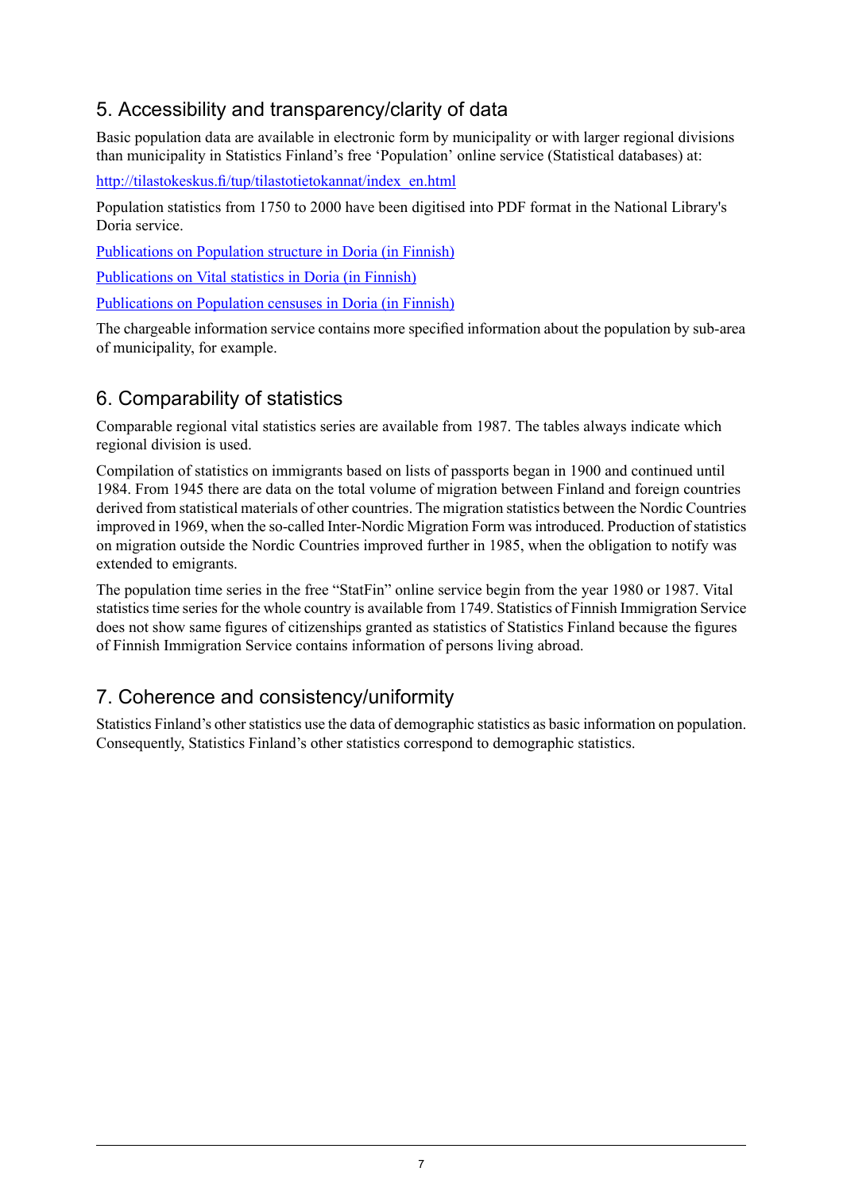## 5. Accessibility and transparency/clarity of data

Basic population data are available in electronic form by municipality or with larger regional divisions than municipality in Statistics Finland's free 'Population' online service (Statistical databases) at:

[http://tilastokeskus.fi/tup/tilastotietokannat/index_en.html](http://tilastokeskus.fi/tup/tilastotietokannat/index_en.html)

Population statistics from 1750 to 2000 have been digitised into PDF format in the National Library's Doria service.

Publications on Population structure in Doria (in Finnish)

Publications on Vital statistics in Doria (in Finnish)

Publications on Population censuses in Doria (in Finnish)

The chargeable information service contains more specified information about the population by sub-area of municipality, for example.

## 6. Comparability of statistics

Comparable regional vital statistics series are available from 1987. The tables always indicate which regional division is used.

Compilation of statistics on immigrants based on lists of passports began in 1900 and continued until 1984. From 1945 there are data on the total volume of migration between Finland and foreign countries derived from statistical materials of other countries. The migration statistics between the Nordic Countries improved in 1969, when the so-called Inter-Nordic Migration Form was introduced. Production of statistics on migration outside the Nordic Countries improved further in 1985, when the obligation to notify was extended to emigrants.

The population time series in the free "StatFin" online service begin from the year 1980 or 1987. Vital statistics time series for the whole country is available from 1749. Statistics of Finnish Immigration Service does not show same figures of citizenships granted as statistics of Statistics Finland because the figures of Finnish Immigration Service contains information of persons living abroad.

## 7. Coherence and consistency/uniformity

Statistics Finland's other statistics use the data of demographic statistics as basic information on population. Consequently, Statistics Finland's other statistics correspond to demographic statistics.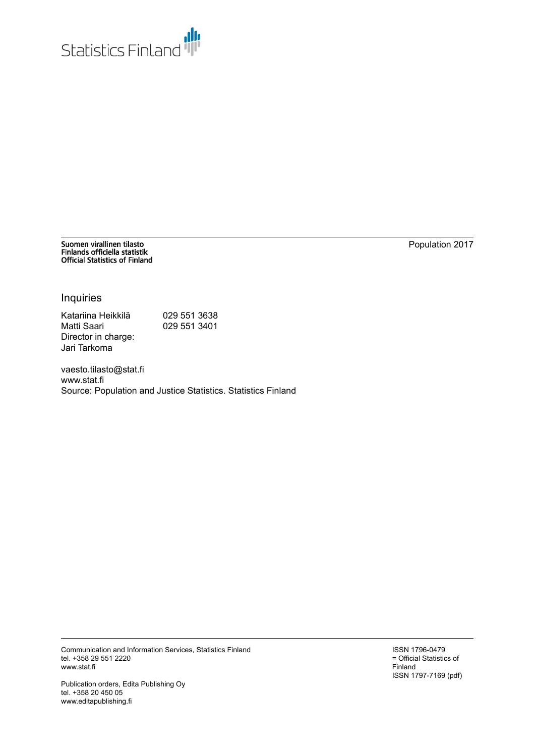Statistics Finland

Suomen virallinen tilasto
Finlands officiella statistik
Official Statistics of Finland

Population 2017

## Inquiries

| | |
|---|---|
| Katariina Heikkilä | 029 551 3638 |
| Matti Saari | 029 551 3401 |
| Director in charge: | |
| Jari Tarkoma | |

vaesto.tilasto@stat.fi
www.stat.fi
Source: Population and Justice Statistics. Statistics Finland

Communication and Information Services, Statistics Finland
tel. +358 29 551 2220
www.stat.fi

Publication orders, Edita Publishing Oy
tel. +358 20 450 05
www.editapublishing.fi

ISSN 1796-0479
= Official Statistics of Finland
ISSN 1797-7169 (pdf)